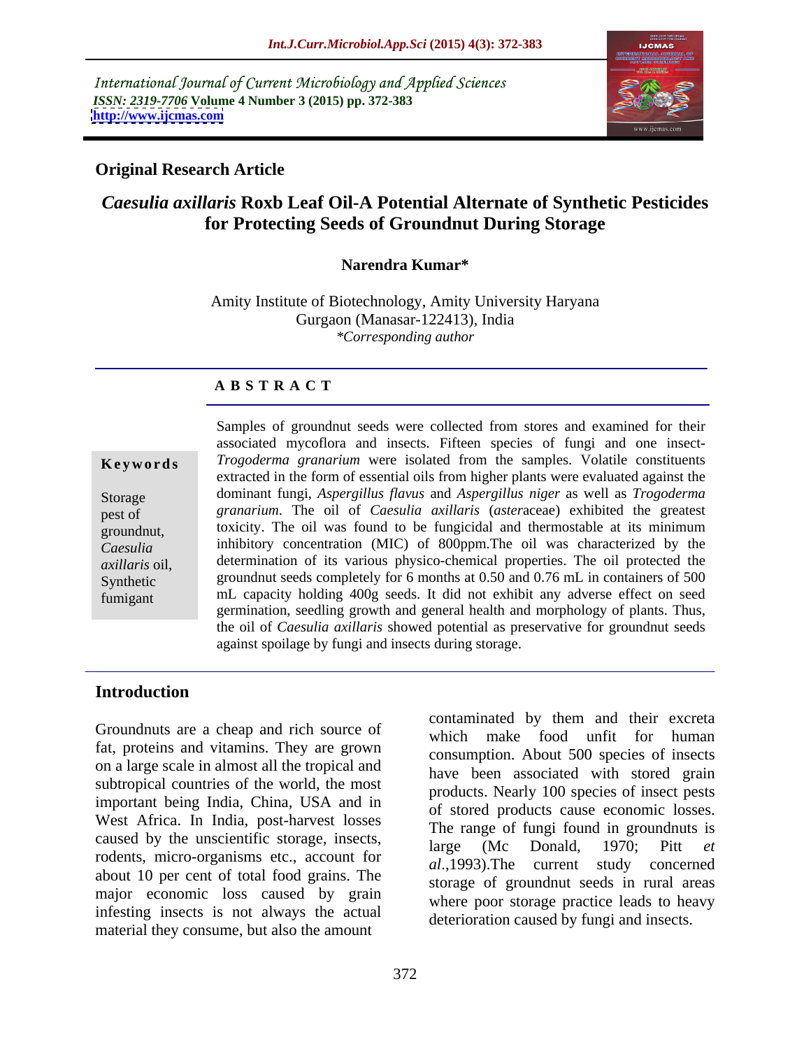International Journal of Current Microbiology and Applied Sciences
*ISSN: 2319-7706* **Volume 4 Number 3 (2015) pp. 372-383**
**http://www.ijcmas.com**

**Original Research Article**

# *Caesulia axillaris* Roxb Leaf Oil-A Potential Alternate of Synthetic Pesticides for Protecting Seeds of Groundnut During Storage

**Narendra Kumar***

Amity Institute of Biotechnology, Amity University Haryana
Gurgaon (Manasar-122413), India
*\*Corresponding author*

**A B S T R A C T**

**Keywords**

Storage pest of groundnut, *Caesulia axillaris* oil, Synthetic fumigant

Samples of groundnut seeds were collected from stores and examined for their associated mycoflora and insects. Fifteen species of fungi and one insect-*Trogoderma granarium* were isolated from the samples. Volatile constituents extracted in the form of essential oils from higher plants were evaluated against the dominant fungi, *Aspergillus flavus* and *Aspergillus niger* as well as *Trogoderma granarium*. The oil of *Caesulia axillaris* (*aster*aceae) exhibited the greatest toxicity. The oil was found to be fungicidal and thermostable at its minimum inhibitory concentration (MIC) of 800ppm.The oil was characterized by the determination of its various physico-chemical properties. The oil protected the groundnut seeds completely for 6 months at 0.50 and 0.76 mL in containers of 500 mL capacity holding 400g seeds. It did not exhibit any adverse effect on seed germination, seedling growth and general health and morphology of plants. Thus, the oil of *Caesulia axillaris* showed potential as preservative for groundnut seeds against spoilage by fungi and insects during storage.

## Introduction

Groundnuts are a cheap and rich source of fat, proteins and vitamins. They are grown on a large scale in almost all the tropical and subtropical countries of the world, the most important being India, China, USA and in West Africa. In India, post-harvest losses caused by the unscientific storage, insects, rodents, micro-organisms etc., account for about 10 per cent of total food grains. The major economic loss caused by grain infesting insects is not always the actual material they consume, but also the amount contaminated by them and their excreta which make food unfit for human consumption. About 500 species of insects have been associated with stored grain products. Nearly 100 species of insect pests of stored products cause economic losses. The range of fungi found in groundnuts is large (Mc Donald, 1970; Pitt *et al*.,1993).The current study concerned storage of groundnut seeds in rural areas where poor storage practice leads to heavy deterioration caused by fungi and insects.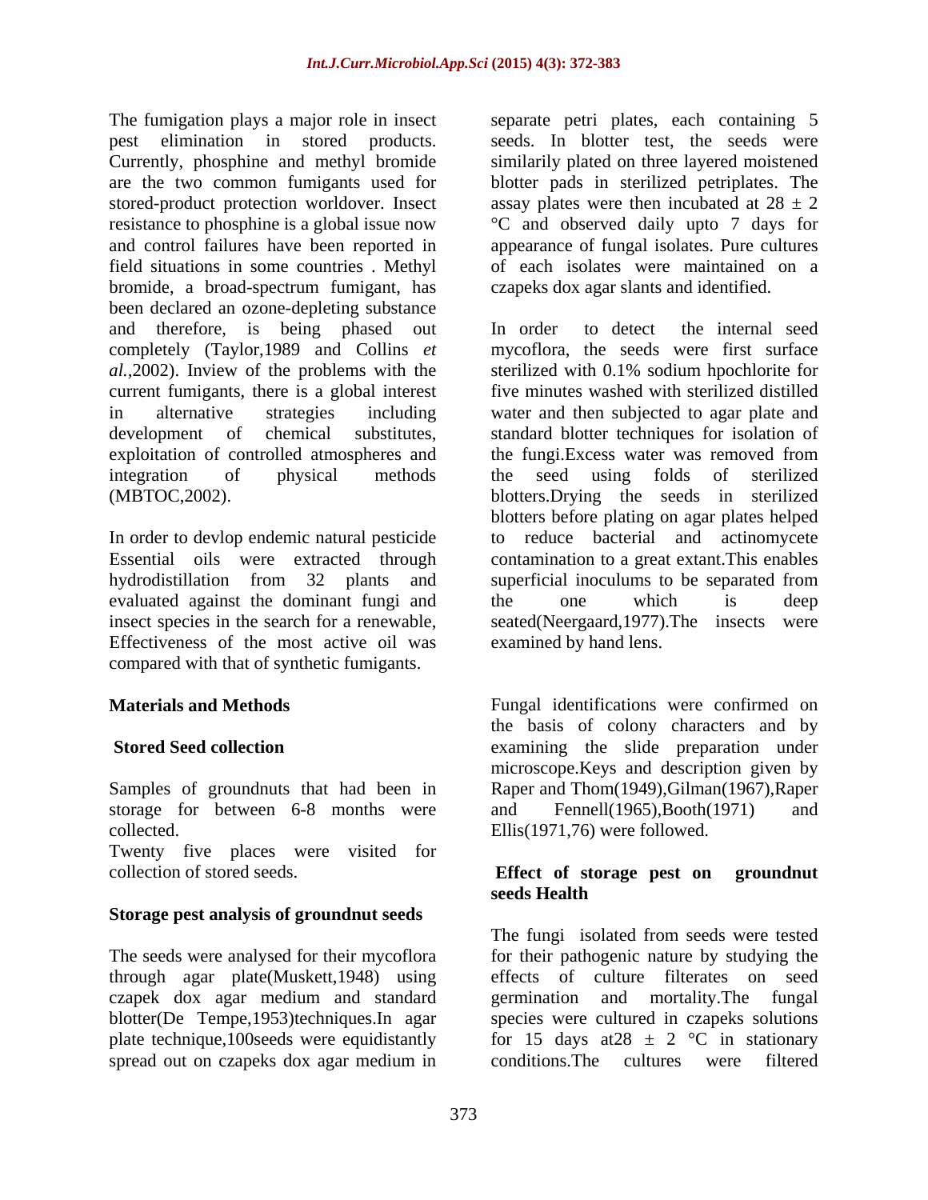The fumigation plays a major role in insect pest elimination in stored products. Currently, phosphine and methyl bromide are the two common fumigants used for stored-product protection worldover. Insect resistance to phosphine is a global issue now and control failures have been reported in field situations in some countries . Methyl bromide, a broad-spectrum fumigant, has been declared an ozone-depleting substance and therefore, is being phased out completely (Taylor,1989 and Collins *et al.*,2002). Inview of the problems with the current fumigants, there is a global interest in alternative strategies including development of chemical substitutes, exploitation of controlled atmospheres and integration of physical methods (MBTOC,2002).

In order to devlop endemic natural pesticide Essential oils were extracted through hydrodistillation from 32 plants and evaluated against the dominant fungi and insect species in the search for a renewable, Effectiveness of the most active oil was compared with that of synthetic fumigants.

## Materials and Methods

### Stored Seed collection

Samples of groundnuts that had been in storage for between 6-8 months were collected.
Twenty five places were visited for collection of stored seeds.

### Storage pest analysis of groundnut seeds

The seeds were analysed for their mycoflora through agar plate(Muskett,1948) using czapek dox agar medium and standard blotter(De Tempe,1953)techniques.In agar plate technique,100seeds were equidistantly spread out on czapeks dox agar medium in separate petri plates, each containing 5 seeds. In blotter test, the seeds were similarily plated on three layered moistened blotter pads in sterilized petriplates. The assay plates were then incubated at $28 \pm 2$ °C and observed daily upto 7 days for appearance of fungal isolates. Pure cultures of each isolates were maintained on a czapeks dox agar slants and identified.

In order to detect the internal seed mycoflora, the seeds were first surface sterilized with 0.1% sodium hpochlorite for five minutes washed with sterilized distilled water and then subjected to agar plate and standard blotter techniques for isolation of the fungi.Excess water was removed from the seed using folds of sterilized blotters.Drying the seeds in sterilized blotters before plating on agar plates helped to reduce bacterial and actinomycete contamination to a great extant.This enables superficial inoculums to be separated from the one which is deep seated(Neergaard,1977).The insects were examined by hand lens.

Fungal identifications were confirmed on the basis of colony characters and by examining the slide preparation under microscope.Keys and description given by Raper and Thom(1949),Gilman(1967),Raper and Fennell(1965),Booth(1971) and Ellis(1971,76) were followed.

### Effect of storage pest on groundnut seeds Health

The fungi isolated from seeds were tested for their pathogenic nature by studying the effects of culture filterates on seed germination and mortality.The fungal species were cultured in czapeks solutions for 15 days at$28 \pm 2$ °C in stationary conditions.The cultures were filtered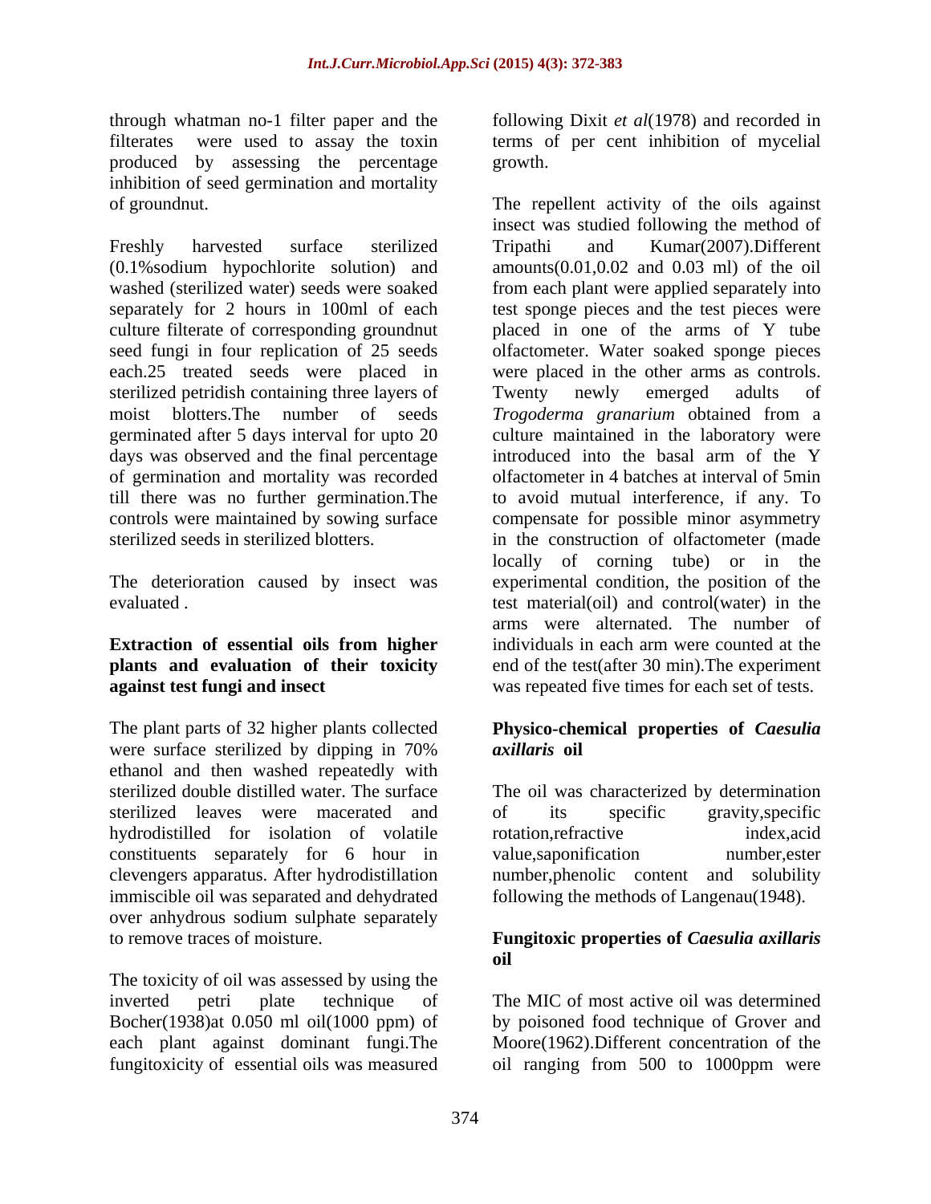through whatman no-1 filter paper and the filterates were used to assay the toxin produced by assessing the percentage inhibition of seed germination and mortality of groundnut.

Freshly harvested surface sterilized (0.1%sodium hypochlorite solution) and washed (sterilized water) seeds were soaked separately for 2 hours in 100ml of each culture filterate of corresponding groundnut seed fungi in four replication of 25 seeds each.25 treated seeds were placed in sterilized petridish containing three layers of moist blotters.The number of seeds germinated after 5 days interval for upto 20 days was observed and the final percentage of germination and mortality was recorded till there was no further germination.The controls were maintained by sowing surface sterilized seeds in sterilized blotters.

The deterioration caused by insect was evaluated .

**Extraction of essential oils from higher plants and evaluation of their toxicity against test fungi and insect**

The plant parts of 32 higher plants collected were surface sterilized by dipping in 70% ethanol and then washed repeatedly with sterilized double distilled water. The surface sterilized leaves were macerated and hydrodistilled for isolation of volatile constituents separately for 6 hour in clevengers apparatus. After hydrodistillation immiscible oil was separated and dehydrated over anhydrous sodium sulphate separately to remove traces of moisture.

The toxicity of oil was assessed by using the inverted petri plate technique of Bocher(1938)at 0.050 ml oil(1000 ppm) of each plant against dominant fungi.The fungitoxicity of essential oils was measured following Dixit *et al*(1978) and recorded in terms of per cent inhibition of mycelial growth.

The repellent activity of the oils against insect was studied following the method of Tripathi and Kumar(2007).Different amounts(0.01,0.02 and 0.03 ml) of the oil from each plant were applied separately into test sponge pieces and the test pieces were placed in one of the arms of Y tube olfactometer. Water soaked sponge pieces were placed in the other arms as controls. Twenty newly emerged adults of *Trogoderma granarium* obtained from a culture maintained in the laboratory were introduced into the basal arm of the Y olfactometer in 4 batches at interval of 5min to avoid mutual interference, if any. To compensate for possible minor asymmetry in the construction of olfactometer (made locally of corning tube) or in the experimental condition, the position of the test material(oil) and control(water) in the arms were alternated. The number of individuals in each arm were counted at the end of the test(after 30 min).The experiment was repeated five times for each set of tests.

**Physico-chemical properties of *Caesulia axillaris* oil**

The oil was characterized by determination of its specific gravity,specific rotation,refractive index,acid value,saponification number,ester number,phenolic content and solubility following the methods of Langenau(1948).

**Fungitoxic properties of *Caesulia axillaris* oil**

The MIC of most active oil was determined by poisoned food technique of Grover and Moore(1962).Different concentration of the oil ranging from 500 to 1000ppm were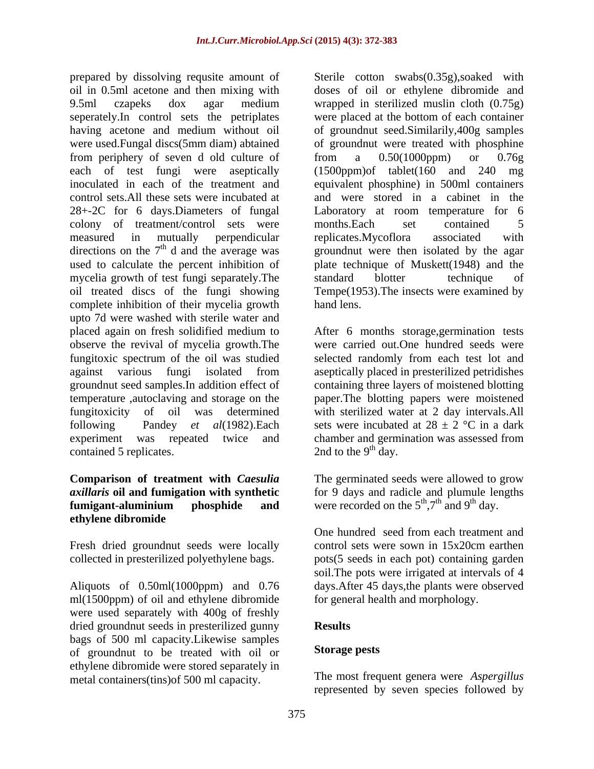prepared by dissolving requsite amount of oil in 0.5ml acetone and then mixing with 9.5ml czapeks dox agar medium seperately.In control sets the petriplates having acetone and medium without oil were used.Fungal discs(5mm diam) abtained from periphery of seven d old culture of each of test fungi were aseptically inoculated in each of the treatment and control sets.All these sets were incubated at 28+-2C for 6 days.Diameters of fungal colony of treatment/control sets were measured in mutually perpendicular directions on the 7th d and the average was used to calculate the percent inhibition of mycelia growth of test fungi separately.The oil treated discs of the fungi showing complete inhibition of their mycelia growth upto 7d were washed with sterile water and placed again on fresh solidified medium to observe the revival of mycelia growth.The fungitoxic spectrum of the oil was studied against various fungi isolated from groundnut seed samples.In addition effect of temperature ,autoclaving and storage on the fungitoxicity of oil was determined following Pandey *et al*(1982).Each experiment was repeated twice and contained 5 replicates.

**Comparison of treatment with *Caesulia axillaris* oil and fumigation with synthetic fumigant-aluminium phosphide and ethylene dibromide**

Fresh dried groundnut seeds were locally collected in presterilized polyethylene bags.

Aliquots of 0.50ml(1000ppm) and 0.76 ml(1500ppm) of oil and ethylene dibromide were used separately with 400g of freshly dried groundnut seeds in presterilized gunny bags of 500 ml capacity.Likewise samples of groundnut to be treated with oil or ethylene dibromide were stored separately in metal containers(tins)of 500 ml capacity. Sterile cotton swabs(0.35g),soaked with doses of oil or ethylene dibromide and wrapped in sterilized muslin cloth (0.75g) were placed at the bottom of each container of groundnut seed.Similarly,400g samples of groundnut were treated with phosphine from a 0.50(1000ppm) or 0.76g (1500ppm)of tablet(160 and 240 mg equivalent phosphine) in 500ml containers and were stored in a cabinet in the Laboratory at room temperature for 6 months.Each set contained 5 replicates.Mycoflora associated with groundnut were then isolated by the agar plate technique of Muskett(1948) and the standard blotter technique of Tempe(1953).The insects were examined by hand lens.

After 6 months storage,germination tests were carried out.One hundred seeds were selected randomly from each test lot and aseptically placed in presterilized petridishes containing three layers of moistened blotting paper.The blotting papers were moistened with sterilized water at 2 day intervals.All sets were incubated at 28 ± 2 °C in a dark chamber and germination was assessed from 2nd to the 9th day.

The germinated seeds were allowed to grow for 9 days and radicle and plumule lengths were recorded on the 5th,7th and 9th day.

One hundred seed from each treatment and control sets were sown in 15x20cm earthen pots(5 seeds in each pot) containing garden soil.The pots were irrigated at intervals of 4 days.After 45 days,the plants were observed for general health and morphology.

## Results

### Storage pests

The most frequent genera were *Aspergillus* represented by seven species followed by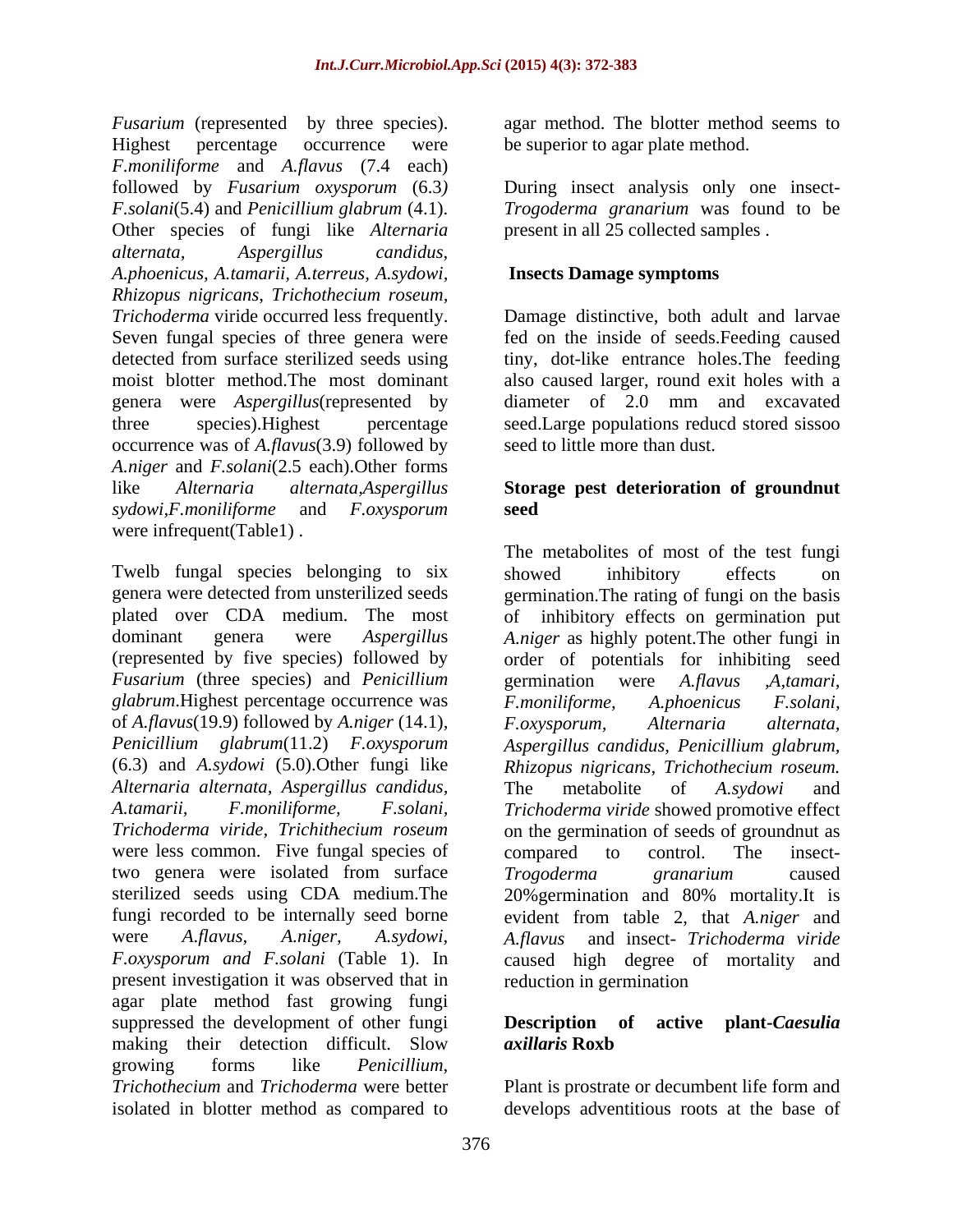*Fusarium* (represented by three species). Highest percentage occurrence were *F.moniliforme* and *A.flavus* (7.4 each) followed by *Fusarium oxysporum* (6.3*) F.solani*(5.4) and *Penicillium glabrum* (4.1). Other species of fungi like *Alternaria alternata, Aspergillus candidus, A.phoenicus, A.tamarii, A.terreus, A.sydowi, Rhizopus nigricans, Trichothecium roseum, Trichoderma* viride occurred less frequently. Seven fungal species of three genera were detected from surface sterilized seeds using moist blotter method.The most dominant genera were *Aspergillus*(represented by three species).Highest percentage occurrence was of *A.flavus*(3.9) followed by *A.niger* and *F.solani*(2.5 each).Other forms like *Alternaria alternata,Aspergillus sydowi,F.moniliforme* and *F.oxysporum* were infrequent(Table1) .

Twelb fungal species belonging to six genera were detected from unsterilized seeds plated over CDA medium. The most dominant genera were *Aspergillu*s (represented by five species) followed by *Fusarium* (three species) and *Penicillium glabrum*.Highest percentage occurrence was of *A.flavus*(19.9) followed by *A.niger* (14.1), *Penicillium glabrum*(11.2) *F.oxysporum* (6.3) and *A.sydowi* (5.0).Other fungi like *Alternaria alternata, Aspergillus candidus, A.tamarii, F.moniliforme, F.solani, Trichoderma viride, Trichithecium roseum* were less common. Five fungal species of two genera were isolated from surface sterilized seeds using CDA medium.The fungi recorded to be internally seed borne were *A.flavus, A.niger, A.sydowi, F.oxysporum and F.solani* (Table 1). In present investigation it was observed that in agar plate method fast growing fungi suppressed the development of other fungi making their detection difficult. Slow growing forms like *Penicillium, Trichothecium* and *Trichoderma* were better isolated in blotter method as compared to agar method. The blotter method seems to be superior to agar plate method.

During insect analysis only one insect- *Trogoderma granarium* was found to be present in all 25 collected samples .

### Insects Damage symptoms

Damage distinctive, both adult and larvae fed on the inside of seeds.Feeding caused tiny, dot-like entrance holes.The feeding also caused larger, round exit holes with a diameter of 2.0 mm and excavated seed.Large populations reducd stored sissoo seed to little more than dust.

### Storage pest deterioration of groundnut seed

The metabolites of most of the test fungi showed inhibitory effects on germination.The rating of fungi on the basis of inhibitory effects on germination put *A.niger* as highly potent.The other fungi in order of potentials for inhibiting seed germination were *A.flavus ,A,tamari, F.moniliforme, A.phoenicus F.solani, F.oxysporum, Alternaria alternata, Aspergillus candidus, Penicillium glabrum, Rhizopus nigricans, Trichothecium roseum.* The metabolite of *A.sydowi* and *Trichoderma viride* showed promotive effect on the germination of seeds of groundnut as compared to control. The insect- *Trogoderma granarium* caused 20%germination and 80% mortality.It is evident from table 2, that *A.niger* and *A.flavus* and insect- *Trichoderma viride* caused high degree of mortality and reduction in germination

### Description of active plant-*Caesulia axillaris* Roxb

Plant is prostrate or decumbent life form and develops adventitious roots at the base of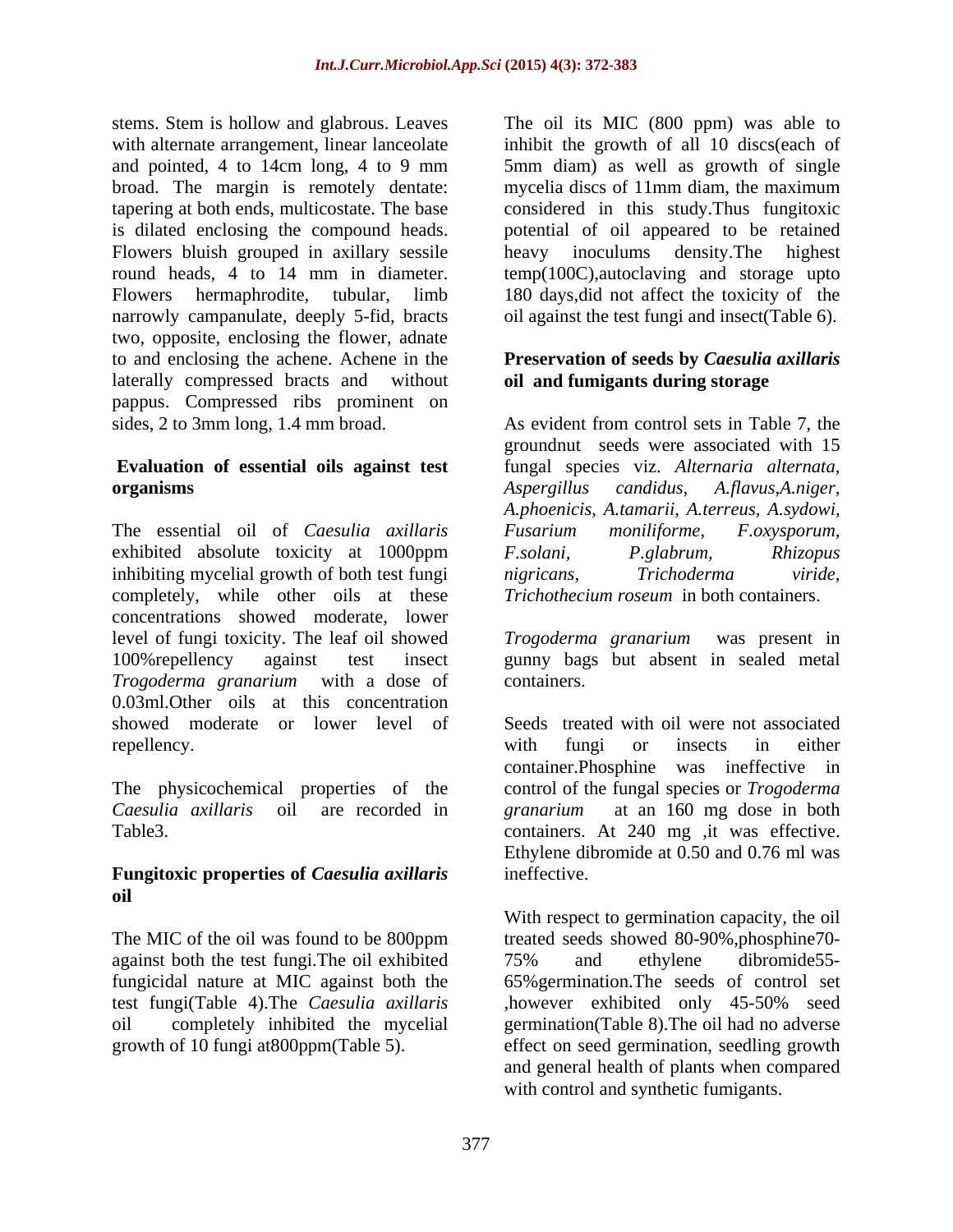stems. Stem is hollow and glabrous. Leaves with alternate arrangement, linear lanceolate and pointed, 4 to 14cm long, 4 to 9 mm broad. The margin is remotely dentate: tapering at both ends, multicostate. The base is dilated enclosing the compound heads. Flowers bluish grouped in axillary sessile round heads, 4 to 14 mm in diameter. Flowers hermaphrodite, tubular, limb narrowly campanulate, deeply 5-fid, bracts two, opposite, enclosing the flower, adnate to and enclosing the achene. Achene in the laterally compressed bracts and without pappus. Compressed ribs prominent on sides, 2 to 3mm long, 1.4 mm broad.

## Evaluation of essential oils against test organisms

The essential oil of *Caesulia axillaris* exhibited absolute toxicity at 1000ppm inhibiting mycelial growth of both test fungi completely, while other oils at these concentrations showed moderate, lower level of fungi toxicity. The leaf oil showed 100%repellency against test insect *Trogoderma granarium* with a dose of 0.03ml.Other oils at this concentration showed moderate or lower level of repellency.

The physicochemical properties of the *Caesulia axillaris* oil are recorded in Table3.

## Fungitoxic properties of *Caesulia axillaris* oil

The MIC of the oil was found to be 800ppm against both the test fungi.The oil exhibited fungicidal nature at MIC against both the test fungi(Table 4).The *Caesulia axillaris* oil completely inhibited the mycelial growth of 10 fungi at800ppm(Table 5).

The oil its MIC (800 ppm) was able to inhibit the growth of all 10 discs(each of 5mm diam) as well as growth of single mycelia discs of 11mm diam, the maximum considered in this study.Thus fungitoxic potential of oil appeared to be retained heavy inoculums density.The highest temp(100C),autoclaving and storage upto 180 days,did not affect the toxicity of the oil against the test fungi and insect(Table 6).

## Preservation of seeds by *Caesulia axillaris* oil and fumigants during storage

As evident from control sets in Table 7, the groundnut seeds were associated with 15 fungal species viz. *Alternaria alternata*, *Aspergillus candidus*, *A.flavus*,*A.niger*, *A.phoenicis*, *A.tamarii*, *A.terreus*, *A.sydowi*, *Fusarium moniliforme*, *F.oxysporum*, *F.solani*, *P.glabrum*, *Rhizopus nigricans*, *Trichoderma viride*, *Trichothecium roseum* in both containers.

*Trogoderma granarium* was present in gunny bags but absent in sealed metal containers.

Seeds treated with oil were not associated with fungi or insects in either container.Phosphine was ineffective in control of the fungal species or *Trogoderma granarium* at an 160 mg dose in both containers. At 240 mg ,it was effective. Ethylene dibromide at 0.50 and 0.76 ml was ineffective.

With respect to germination capacity, the oil treated seeds showed 80-90%,phosphine70-75% and ethylene dibromide55-65%germination.The seeds of control set ,however exhibited only 45-50% seed germination(Table 8).The oil had no adverse effect on seed germination, seedling growth and general health of plants when compared with control and synthetic fumigants.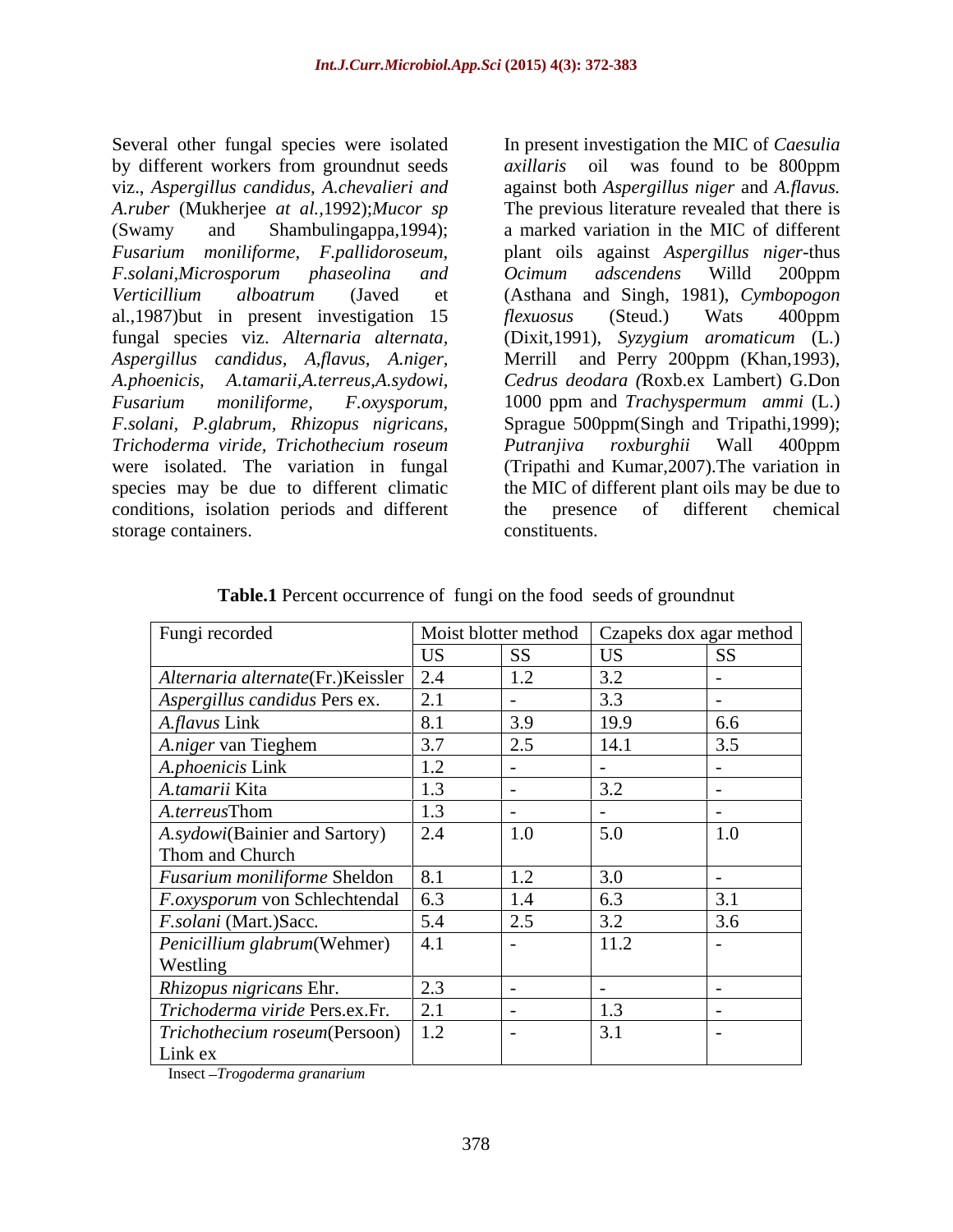Several other fungal species were isolated by different workers from groundnut seeds viz., *Aspergillus candidus*, *A.chevalieri and A.ruber* (Mukherjee *at al.*,1992);*Mucor sp* (Swamy and Shambulingappa,1994); *Fusarium moniliforme, F.pallidoroseum, F.solani,Microsporum phaseolina and Verticillium alboatrum* (Javed et al.,1987)but in present investigation 15 fungal species viz. *Alternaria alternata, Aspergillus candidus, A,flavus, A.niger, A.phoenicis, A.tamarii,A.terreus,A.sydowi, Fusarium moniliforme, F.oxysporum, F.solani, P.glabrum, Rhizopus nigricans, Trichoderma viride, Trichothecium roseum* were isolated. The variation in fungal species may be due to different climatic conditions, isolation periods and different storage containers.

In present investigation the MIC of *Caesulia axillaris* oil was found to be 800ppm against both *Aspergillus niger* and *A.flavus.* The previous literature revealed that there is a marked variation in the MIC of different plant oils against *Aspergillus niger*-thus *Ocimum adscendens* Willd 200ppm (Asthana and Singh, 1981), *Cymbopogon flexuosus* (Steud.) Wats 400ppm (Dixit,1991), *Syzygium aromaticum* (L.) Merrill and Perry 200ppm (Khan,1993), *Cedrus deodara (*Roxb.ex Lambert) G.Don 1000 ppm and *Trachyspermum ammi* (L.) Sprague 500ppm(Singh and Tripathi,1999); *Putranjiva roxburghii* Wall 400ppm (Tripathi and Kumar,2007).The variation in the MIC of different plant oils may be due to the presence of different chemical constituents.

**Table.1** Percent occurrence of fungi on the food seeds of groundnut

| Fungi recorded | Moist blotter method | | Czapeks dox agar method | |
|---|---|---|---|---|
| | US | SS | US | SS |
| *Alternaria alternate*(Fr.)Keissler | 2.4 | 1.2 | 3.2 | - |
| *Aspergillus candidus* Pers ex. | 2.1 | - | 3.3 | - |
| *A.flavus* Link | 8.1 | 3.9 | 19.9 | 6.6 |
| *A.niger* van Tieghem | 3.7 | 2.5 | 14.1 | 3.5 |
| *A.phoenicis* Link | 1.2 | - | - | - |
| *A.tamarii* Kita | 1.3 | - | 3.2 | - |
| *A.terreus*Thom | 1.3 | - | - | - |
| *A.sydowi*(Bainier and Sartory) Thom and Church | 2.4 | 1.0 | 5.0 | 1.0 |
| *Fusarium moniliforme* Sheldon | 8.1 | 1.2 | 3.0 | - |
| *F.oxysporum* von Schlechtendal | 6.3 | 1.4 | 6.3 | 3.1 |
| *F.solani* (Mart.)Sacc. | 5.4 | 2.5 | 3.2 | 3.6 |
| *Penicillium glabrum*(Wehmer) Westling | 4.1 | - | 11.2 | - |
| *Rhizopus nigricans* Ehr. | 2.3 | - | - | - |
| *Trichoderma viride* Pers.ex.Fr. | 2.1 | - | 1.3 | - |
| *Trichothecium roseum*(Persoon) Link ex | 1.2 | - | 3.1 | - |

Insect –*Trogoderma granarium*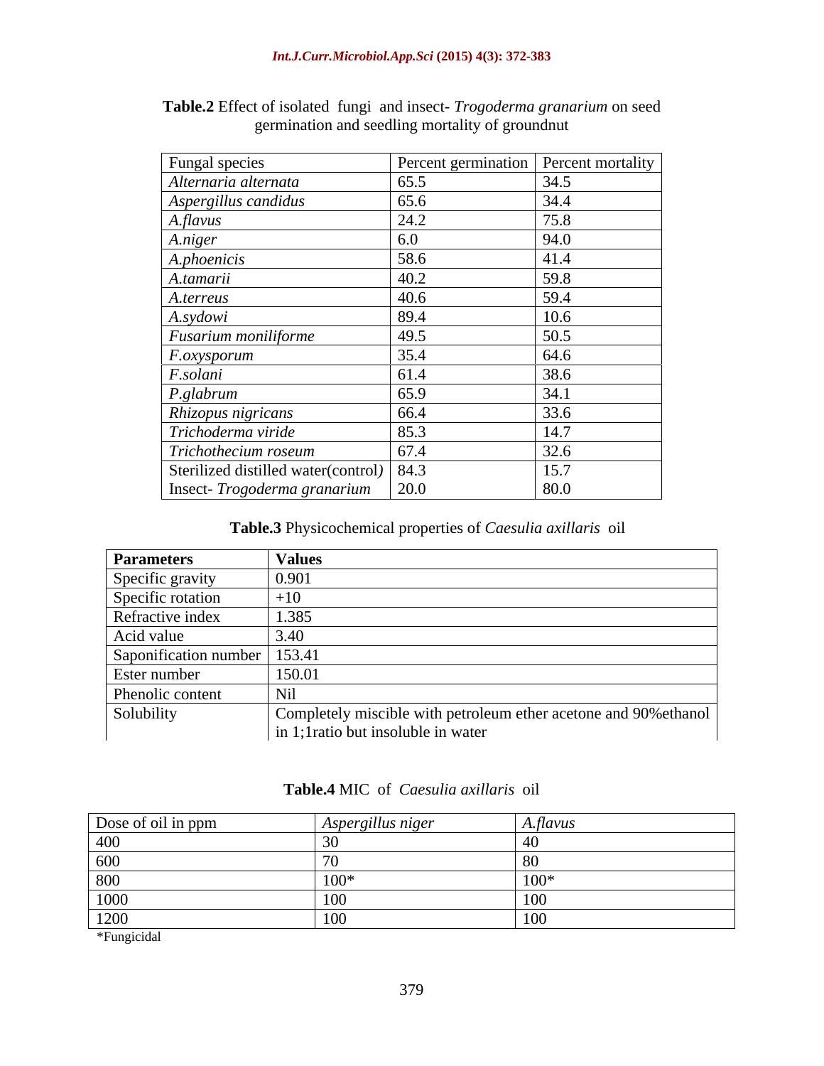**Table.2** Effect of isolated fungi and insect- *Trogoderma granarium* on seed germination and seedling mortality of groundnut

| Fungal species | Percent germination | Percent mortality |
|---|---|---|
| *Alternaria alternata* | 65.5 | 34.5 |
| *Aspergillus candidus* | 65.6 | 34.4 |
| *A.flavus* | 24.2 | 75.8 |
| *A.niger* | 6.0 | 94.0 |
| *A.phoenicis* | 58.6 | 41.4 |
| *A.tamarii* | 40.2 | 59.8 |
| *A.terreus* | 40.6 | 59.4 |
| *A.sydowi* | 89.4 | 10.6 |
| *Fusarium moniliforme* | 49.5 | 50.5 |
| *F.oxysporum* | 35.4 | 64.6 |
| *F.solani* | 61.4 | 38.6 |
| *P.glabrum* | 65.9 | 34.1 |
| *Rhizopus nigricans* | 66.4 | 33.6 |
| *Trichoderma viride* | 85.3 | 14.7 |
| *Trichothecium roseum* | 67.4 | 32.6 |
| Sterilized distilled water(control) | 84.3 | 15.7 |
| Insect- *Trogoderma granarium* | 20.0 | 80.0 |

**Table.3** Physicochemical properties of *Caesulia axillaris* oil

| **Parameters** | **Values** |
|---|---|
| Specific gravity | 0.901 |
| Specific rotation | +10 |
| Refractive index | 1.385 |
| Acid value | 3.40 |
| Saponification number | 153.41 |
| Ester number | 150.01 |
| Phenolic content | Nil |
| Solubility | Completely miscible with petroleum ether acetone and 90%ethanol in 1;1ratio but insoluble in water |

**Table.4** MIC of *Caesulia axillaris* oil

| Dose of oil in ppm | *Aspergillus niger* | *A.flavus* |
|---|---|---|
| 400 | 30 | 40 |
| 600 | 70 | 80 |
| 800 | 100* | 100* |
| 1000 | 100 | 100 |
| 1200 | 100 | 100 |

*Fungicidal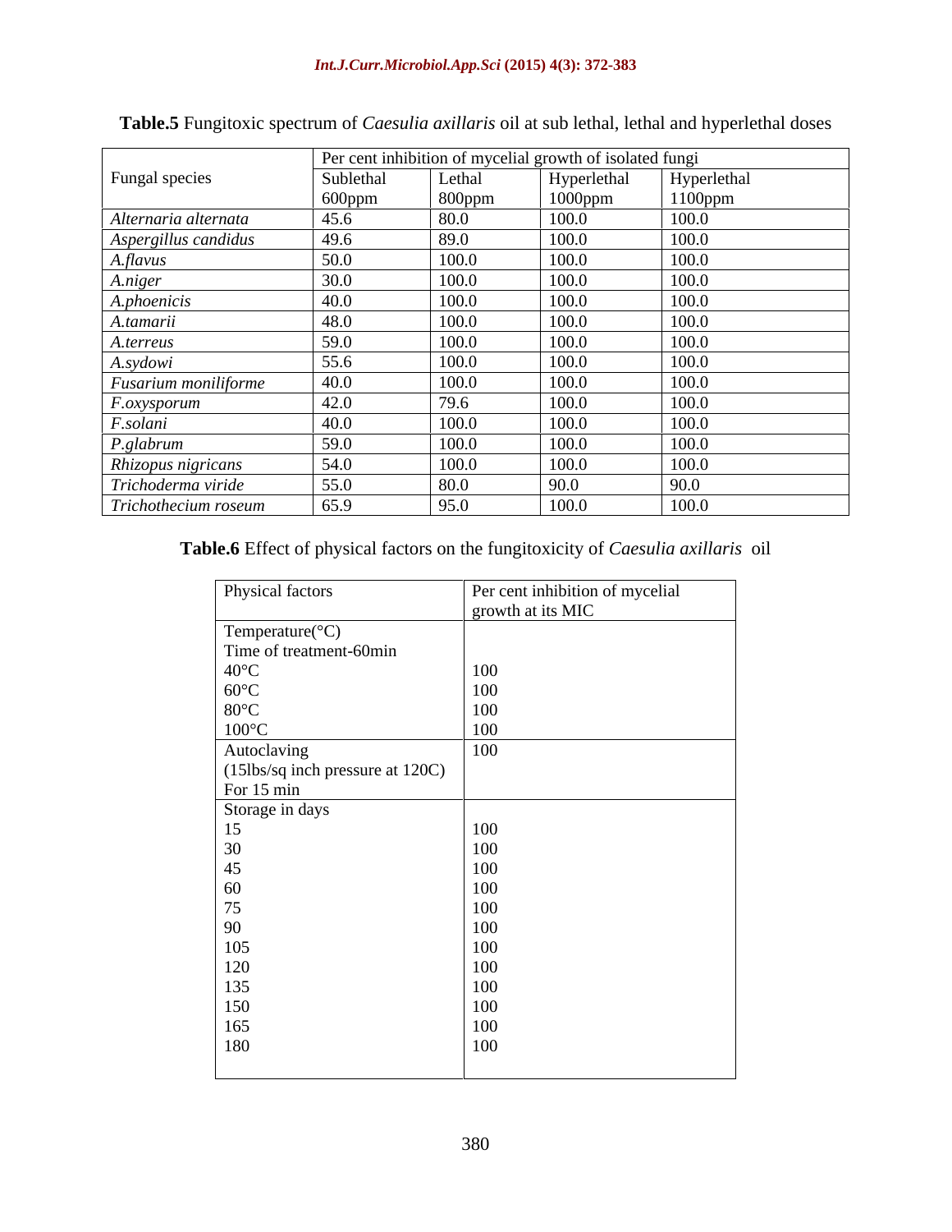**Table.5** Fungitoxic spectrum of *Caesulia axillaris* oil at sub lethal, lethal and hyperlethal doses

| Fungal species | Per cent inhibition of mycelial growth of isolated fungi | | | |
|---|---|---|---|---|
| | Sublethal 600ppm | Lethal 800ppm | Hyperlethal 1000ppm | Hyperlethal 1100ppm |
| *Alternaria alternata* | 45.6 | 80.0 | 100.0 | 100.0 |
| *Aspergillus candidus* | 49.6 | 89.0 | 100.0 | 100.0 |
| *A.flavus* | 50.0 | 100.0 | 100.0 | 100.0 |
| *A.niger* | 30.0 | 100.0 | 100.0 | 100.0 |
| *A.phoenicis* | 40.0 | 100.0 | 100.0 | 100.0 |
| *A.tamarii* | 48.0 | 100.0 | 100.0 | 100.0 |
| *A.terreus* | 59.0 | 100.0 | 100.0 | 100.0 |
| *A.sydowi* | 55.6 | 100.0 | 100.0 | 100.0 |
| *Fusarium moniliforme* | 40.0 | 100.0 | 100.0 | 100.0 |
| *F.oxysporum* | 42.0 | 79.6 | 100.0 | 100.0 |
| *F.solani* | 40.0 | 100.0 | 100.0 | 100.0 |
| *P.glabrum* | 59.0 | 100.0 | 100.0 | 100.0 |
| *Rhizopus nigricans* | 54.0 | 100.0 | 100.0 | 100.0 |
| *Trichoderma viride* | 55.0 | 80.0 | 90.0 | 90.0 |
| *Trichothecium roseum* | 65.9 | 95.0 | 100.0 | 100.0 |

**Table.6** Effect of physical factors on the fungitoxicity of *Caesulia axillaris* oil

| Physical factors | Per cent inhibition of mycelial growth at its MIC |
|---|---|
| Temperature(°C) | |
| Time of treatment-60min | |
| 40°C | 100 |
| 60°C | 100 |
| 80°C | 100 |
| 100°C | 100 |
| Autoclaving (15lbs/sq inch pressure at 120C) For 15 min | 100 |
| Storage in days | |
| 15 | 100 |
| 30 | 100 |
| 45 | 100 |
| 60 | 100 |
| 75 | 100 |
| 90 | 100 |
| 105 | 100 |
| 120 | 100 |
| 135 | 100 |
| 150 | 100 |
| 165 | 100 |
| 180 | 100 |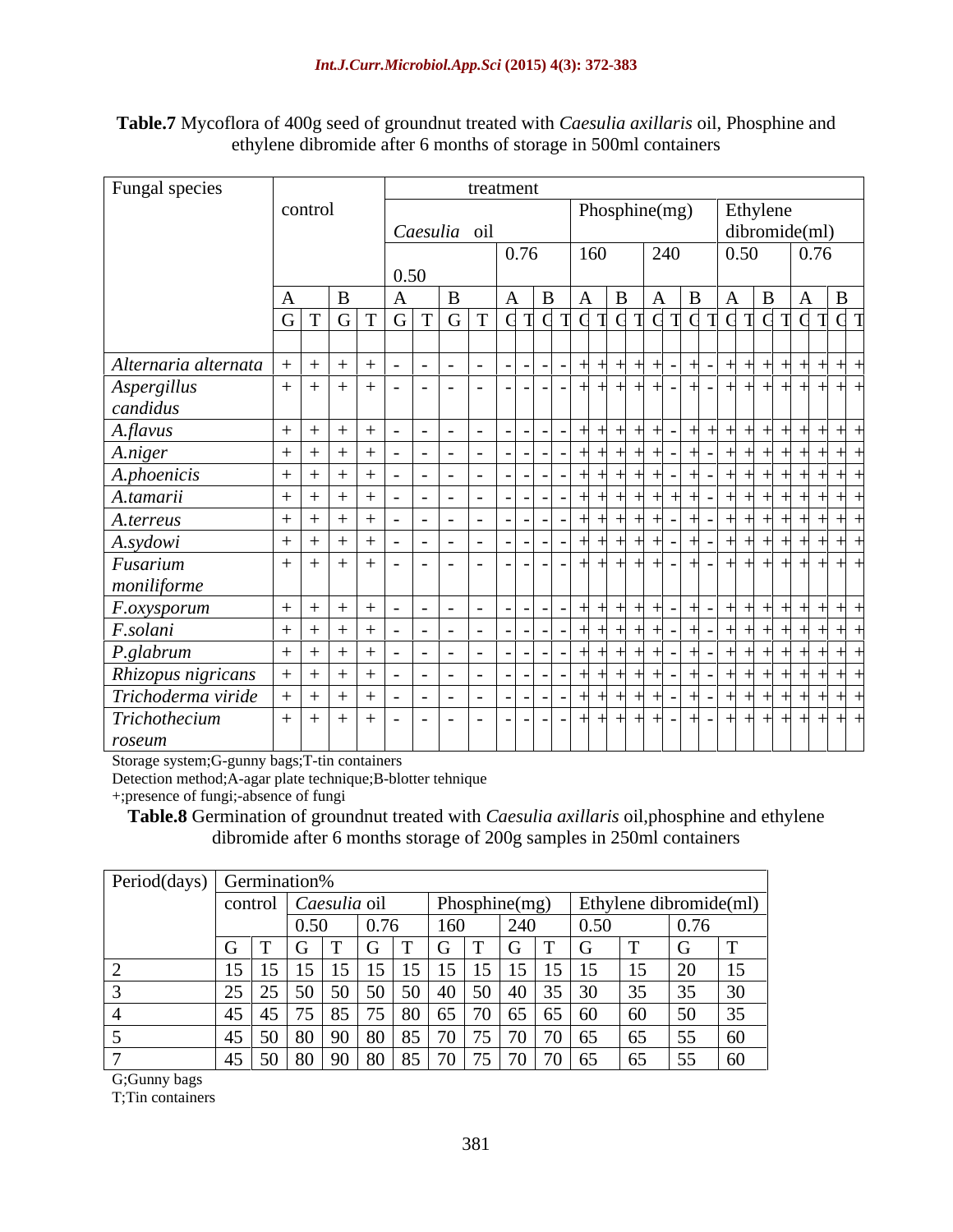**Table.7** Mycoflora of 400g seed of groundnut treated with *Caesulia axillaris* oil, Phosphine and ethylene dibromide after 6 months of storage in 500ml containers

| Fungal species | treatment | | | | | | | | | | | | | | | | | | | | | | | | | | | |
|---|---|---|---|---|---|---|---|---|---|---|---|---|---|---|---|---|---|---|---|---|---|---|---|---|---|---|---|---|
| | control | | | | *Caesulia* oil | | | | | | | | Phosphine(mg) | | | | | | | | Ethylene dibromide(ml) | | | | | | | |
| | | | | | 0.50 | | | | 0.76 | | | | 160 | | | | 240 | | | | 0.50 | | | | 0.76 | | | |
| | A | | B | | A | | B | | A | | B | | A | | B | | A | | B | | A | | B | | A | | B | |
| | G | T | G | T | G | T | G | T | G | T | G | T | G | T | G | T | G | T | G | T | G | T | G | T | G | T | G | T |
| *Alternaria alternata* | + | + | + | + | - | - | - | - | - | - | - | - | + | + | + | + | + | - | + | - | + | + | + | + | + | + | + | + |
| *Aspergillus candidus* | + | + | + | + | - | - | - | - | - | - | - | - | + | + | + | + | + | - | + | - | + | + | + | + | + | + | + | + |
| *A.flavus* | + | + | + | + | - | - | - | - | - | - | - | - | + | + | + | + | + | - | + | + | + | + | + | + | + | + | + | + |
| *A.niger* | + | + | + | + | - | - | - | - | - | - | - | - | + | + | + | + | + | - | + | - | + | + | + | + | + | + | + | + |
| *A.phoenicis* | + | + | + | + | - | - | - | - | - | - | - | - | + | + | + | + | + | - | + | - | + | + | + | + | + | + | + | + |
| *A.tamarii* | + | + | + | + | - | - | - | - | - | - | - | - | + | + | + | + | + | + | + | - | + | + | + | + | + | + | + | + |
| *A.terreus* | + | + | + | + | - | - | - | - | - | - | - | - | + | + | + | + | + | - | + | - | + | + | + | + | + | + | + | + |
| *A.sydowi* | + | + | + | + | - | - | - | - | - | - | - | - | + | + | + | + | + | - | + | - | + | + | + | + | + | + | + | + |
| *Fusarium moniliforme* | + | + | + | + | - | - | - | - | - | - | - | - | + | + | + | + | + | - | + | - | + | + | + | + | + | + | + | + |
| *F.oxysporum* | + | + | + | + | - | - | - | - | - | - | - | - | + | + | + | + | + | - | + | - | + | + | + | + | + | + | + | + |
| *F.solani* | + | + | + | + | - | - | - | - | - | - | - | - | + | + | + | + | + | - | + | - | + | + | + | + | + | + | + | + |
| *P.glabrum* | + | + | + | + | - | - | - | - | - | - | - | - | + | + | + | + | + | - | + | - | + | + | + | + | + | + | + | + |
| *Rhizopus nigricans* | + | + | + | + | - | - | - | - | - | - | - | - | + | + | + | + | + | - | + | - | + | + | + | + | + | + | + | + |
| *Trichoderma viride* | + | + | + | + | - | - | - | - | - | - | - | - | + | + | + | + | + | - | + | - | + | + | + | + | + | + | + | + |
| *Trichothecium roseum* | + | + | + | + | - | - | - | - | - | - | - | - | + | + | + | + | + | - | + | - | + | + | + | + | + | + | + | + |

Storage system;G-gunny bags;T-tin containers

Detection method;A-agar plate technique;B-blotter tehnique

+;presence of fungi;-absence of fungi

**Table.8** Germination of groundnut treated with *Caesulia axillaris* oil,phosphine and ethylene dibromide after 6 months storage of 200g samples in 250ml containers

| Period(days) | Germination% | | | | | | | | | | | | | |
|---|---|---|---|---|---|---|---|---|---|---|---|---|---|---|
| | control | | *Caesulia* oil | | | | Phosphine(mg) | | | | Ethylene dibromide(ml) | | | |
| | | | 0.50 | | 0.76 | | 160 | | 240 | | 0.50 | | 0.76 | |
| | G | T | G | T | G | T | G | T | G | T | G | T | G | T |
| 2 | 15 | 15 | 15 | 15 | 15 | 15 | 15 | 15 | 15 | 15 | 15 | 15 | 20 | 15 |
| 3 | 25 | 25 | 50 | 50 | 50 | 50 | 40 | 50 | 40 | 35 | 30 | 35 | 35 | 30 |
| 4 | 45 | 45 | 75 | 85 | 75 | 80 | 65 | 70 | 65 | 65 | 60 | 60 | 50 | 35 |
| 5 | 45 | 50 | 80 | 90 | 80 | 85 | 70 | 75 | 70 | 70 | 65 | 65 | 55 | 60 |
| 7 | 45 | 50 | 80 | 90 | 80 | 85 | 70 | 75 | 70 | 70 | 65 | 65 | 55 | 60 |

G;Gunny bags

T;Tin containers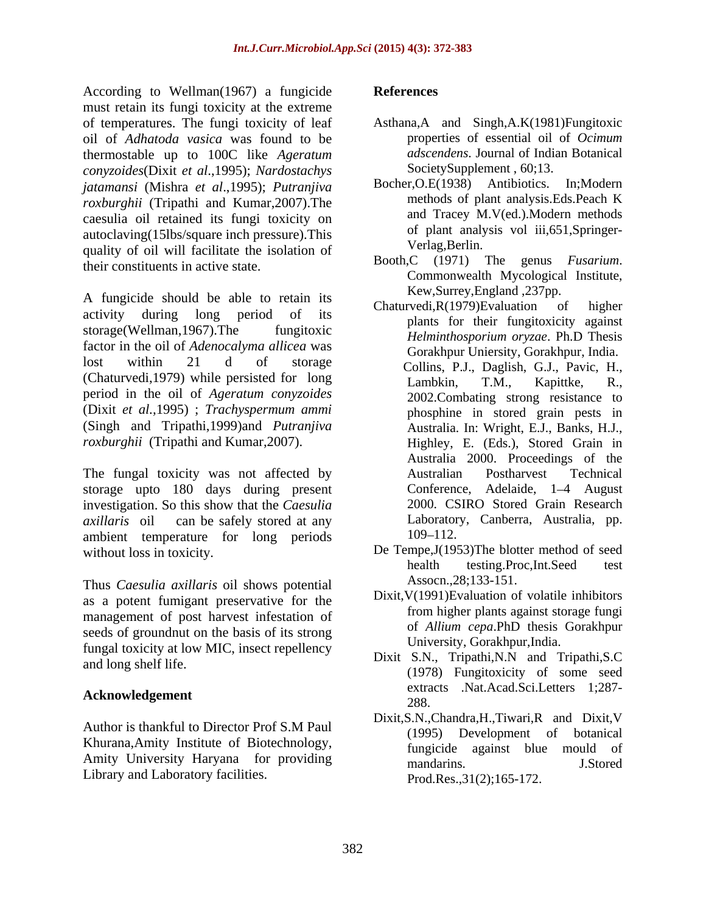According to Wellman(1967) a fungicide must retain its fungi toxicity at the extreme of temperatures. The fungi toxicity of leaf oil of *Adhatoda vasica* was found to be thermostable up to 100C like *Ageratum conyzoides*(Dixit *et al*.,1995); *Nardostachys jatamansi* (Mishra *et al*.,1995); *Putranjiva roxburghii* (Tripathi and Kumar,2007).The caesulia oil retained its fungi toxicity on autoclaving(15lbs/square inch pressure).This quality of oil will facilitate the isolation of their constituents in active state.

A fungicide should be able to retain its activity during long period of its storage(Wellman,1967).The fungitoxic factor in the oil of *Adenocalyma allicea* was lost within 21 d of storage (Chaturvedi,1979) while persisted for long period in the oil of *Ageratum conyzoides* (Dixit *et al.*,1995) ; *Trachyspermum ammi* (Singh and Tripathi,1999)and *Putranjiva roxburghii* (Tripathi and Kumar,2007).

The fungal toxicity was not affected by storage upto 180 days during present investigation. So this show that the *Caesulia axillaris* oil can be safely stored at any ambient temperature for long periods without loss in toxicity.

Thus *Caesulia axillaris* oil shows potential as a potent fumigant preservative for the management of post harvest infestation of seeds of groundnut on the basis of its strong fungal toxicity at low MIC, insect repellency and long shelf life.

## Acknowledgement

Author is thankful to Director Prof S.M Paul Khurana,Amity Institute of Biotechnology, Amity University Haryana for providing Library and Laboratory facilities.

## References

Asthana,A and Singh,A.K(1981)Fungitoxic properties of essential oil of *Ocimum adscendens*. Journal of Indian Botanical SocietySupplement , 60;13.

Bocher,O.E(1938) Antibiotics. In;Modern methods of plant analysis.Eds.Peach K and Tracey M.V(ed.).Modern methods of plant analysis vol iii,651,Springer-Verlag,Berlin.

Booth,C (1971) The genus *Fusarium*. Commonwealth Mycological Institute, Kew,Surrey,England ,237pp.

Chaturvedi,R(1979)Evaluation of higher plants for their fungitoxicity against *Helminthosporium oryzae*. Ph.D Thesis Gorakhpur Uniersity, Gorakhpur, India.

Collins, P.J., Daglish, G.J., Pavic, H., Lambkin, T.M., Kapittke, R., 2002.Combating strong resistance to phosphine in stored grain pests in Australia. In: Wright, E.J., Banks, H.J., Highley, E. (Eds.), Stored Grain in Australia 2000. Proceedings of the Australian Postharvest Technical Conference, Adelaide, 1–4 August 2000. CSIRO Stored Grain Research Laboratory, Canberra, Australia, pp. 109–112.

De Tempe,J(1953)The blotter method of seed health testing.Proc,Int.Seed test Assocn.,28;133-151.

Dixit,V(1991)Evaluation of volatile inhibitors from higher plants against storage fungi of *Allium cepa*.PhD thesis Gorakhpur University, Gorakhpur,India.

Dixit S.N., Tripathi,N.N and Tripathi,S.C (1978) Fungitoxicity of some seed extracts .Nat.Acad.Sci.Letters 1;287-288.

Dixit,S.N.,Chandra,H.,Tiwari,R and Dixit,V (1995) Development of botanical fungicide against blue mould of mandarins. J.Stored Prod.Res.,31(2);165-172.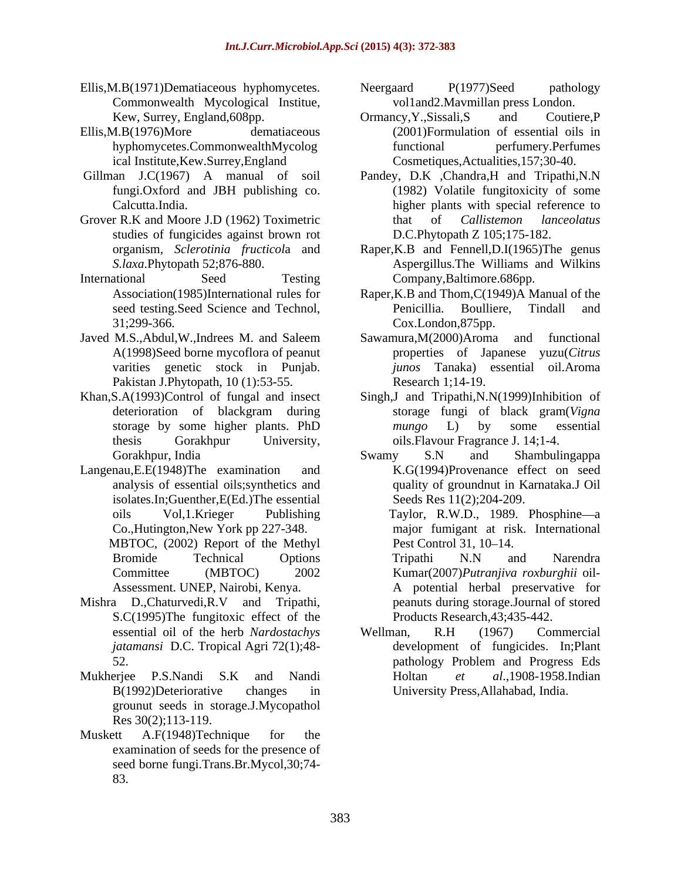Ellis,M.B(1971)Dematiaceous hyphomycetes. Commonwealth Mycological Institue, Kew, Surrey, England,608pp.

Ellis,M.B(1976)More dematiaceous hyphomycetes.CommonwealthMycological Institute,Kew.Surrey,England

Gillman J.C(1967) A manual of soil fungi.Oxford and JBH publishing co. Calcutta.India.

Grover R.K and Moore J.D (1962) Toximetric studies of fungicides against brown rot organism, *Sclerotinia fructicola* and *S.laxa*.Phytopath 52;876-880.

International Seed Testing Association(1985)International rules for seed testing.Seed Science and Technol, 31;299-366.

Javed M.S.,Abdul,W.,Indrees M. and Saleem A(1998)Seed borne mycoflora of peanut varities genetic stock in Punjab. Pakistan J.Phytopath, 10 (1):53-55.

Khan,S.A(1993)Control of fungal and insect deterioration of blackgram during storage by some higher plants. PhD thesis Gorakhpur University, Gorakhpur, India

Langenau,E.E(1948)The examination and analysis of essential oils;synthetics and isolates.In;Guenther,E(Ed.)The essential oils Vol,1.Krieger Publishing Co.,Hutington,New York pp 227-348.

MBTOC, (2002) Report of the Methyl Bromide Technical Options Committee (MBTOC) 2002 Assessment. UNEP, Nairobi, Kenya.

Mishra D.,Chaturvedi,R.V and Tripathi, S.C(1995)The fungitoxic effect of the essential oil of the herb *Nardostachys jatamansi* D.C. Tropical Agri 72(1);48-52.

Mukherjee P.S.Nandi S.K and Nandi B(1992)Deteriorative changes in grounut seeds in storage.J.Mycopathol Res 30(2);113-119.

Muskett A.F(1948)Technique for the examination of seeds for the presence of seed borne fungi.Trans.Br.Mycol,30;74-83.

Neergaard P(1977)Seed pathology vol1and2.Mavmillan press London.

Ormancy,Y.,Sissali,S and Coutiere,P (2001)Formulation of essential oils in functional perfumery.Perfumes Cosmetiques,Actualities,157;30-40.

Pandey, D.K ,Chandra,H and Tripathi,N.N (1982) Volatile fungitoxicity of some higher plants with special reference to that of *Callistemon lanceolatus* D.C.Phytopath Z 105;175-182.

Raper,K.B and Fennell,D.I(1965)The genus Aspergillus.The Williams and Wilkins Company,Baltimore.686pp.

Raper,K.B and Thom,C(1949)A Manual of the Penicillia. Boulliere, Tindall and Cox.London,875pp.

Sawamura,M(2000)Aroma and functional properties of Japanese yuzu(*Citrus junos* Tanaka) essential oil.Aroma Research 1;14-19.

Singh,J and Tripathi,N.N(1999)Inhibition of storage fungi of black gram(*Vigna mungo* L) by some essential oils.Flavour Fragrance J. 14;1-4.

Swamy S.N and Shambulingappa K.G(1994)Provenance effect on seed quality of groundnut in Karnataka.J Oil Seeds Res 11(2);204-209.

Taylor, R.W.D., 1989. Phosphine—a major fumigant at risk. International Pest Control 31, 10–14.

Tripathi N.N and Narendra Kumar(2007)*Putranjiva roxburghii* oil-A potential herbal preservative for peanuts during storage.Journal of stored Products Research,43;435-442.

Wellman, R.H (1967) Commercial development of fungicides. In;Plant pathology Problem and Progress Eds Holtan *et al*.,1908-1958.Indian University Press,Allahabad, India.